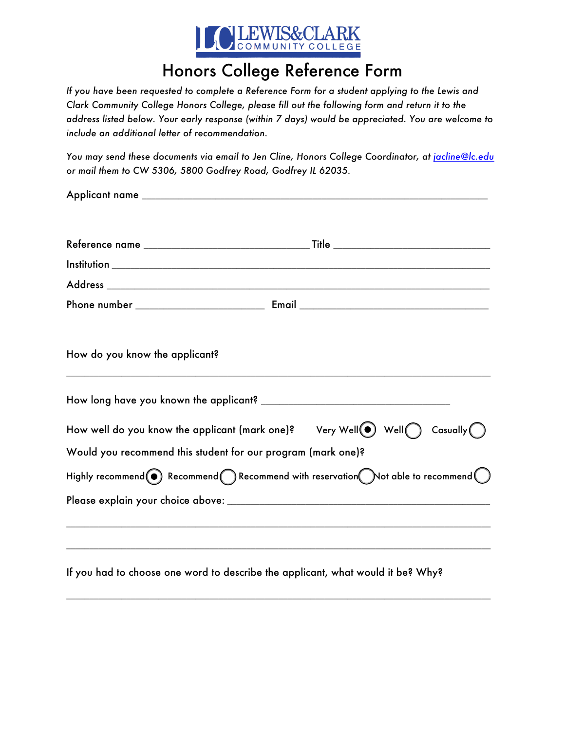LEWIS&CLARK COMMUNITY COLLEGE

# Honors College Reference Form

*If you have been requested to complete a Reference Form for a student applying to the Lewis and Clark Community College Honors College, please fill out the following form and return it to the address listed below. Your early response (within 7 days) would be appreciated. You are welcome to include an additional letter of recommendation.*

*You may send these documents via email to Jen Cline, Honors College Coordinator, at jacline@lc.edu or mail them to CW 5306, 5800 Godfrey Road, Godfrey IL 62035.*

Applicant name ___________________________________________________________

Reference name ______________________________ Title ____________________________

Institution _______________________________________________________________

Address _________________________________________________________________

Phone number _______________________ Email ___________________________________

How do you know the applicant?

_________________________________________________________________________

How long have you known the applicant? ___________________________________

How well do you know the applicant (mark one)? Very Well ◉ Well ○ Casually ○

Would you recommend this student for our program (mark one)?

Highly recommend ◉ Recommend ○ Recommend with reservation ○ Not able to recommend ○

Please explain your choice above: _____________________________________________

_________________________________________________________________________

_________________________________________________________________________

If you had to choose one word to describe the applicant, what would it be? Why?

_________________________________________________________________________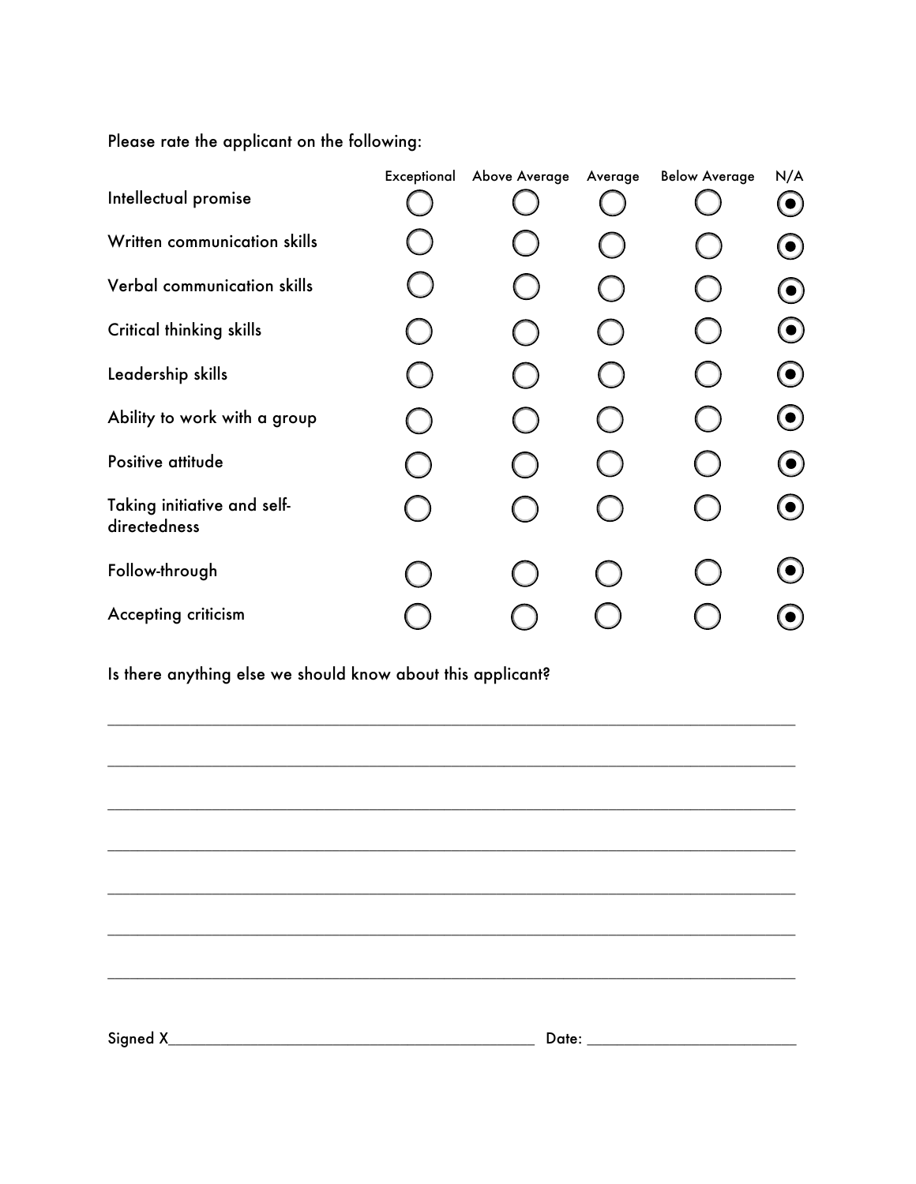Please rate the applicant on the following:

| | Exceptional | Above Average | Average | Below Average | N/A |
|---|---|---|---|---|---|
| Intellectual promise | ○ | ○ | ○ | ○ | ◉ |
| Written communication skills | ○ | ○ | ○ | ○ | ◉ |
| Verbal communication skills | ○ | ○ | ○ | ○ | ◉ |
| Critical thinking skills | ○ | ○ | ○ | ○ | ◉ |
| Leadership skills | ○ | ○ | ○ | ○ | ◉ |
| Ability to work with a group | ○ | ○ | ○ | ○ | ◉ |
| Positive attitude | ○ | ○ | ○ | ○ | ◉ |
| Taking initiative and self-directedness | ○ | ○ | ○ | ○ | ◉ |
| Follow-through | ○ | ○ | ○ | ○ | ◉ |
| Accepting criticism | ○ | ○ | ○ | ○ | ◉ |

Is there anything else we should know about this applicant?

\_\_\_\_\_\_\_\_\_\_\_\_\_\_\_\_\_\_\_\_\_\_\_\_\_\_\_\_\_\_\_\_\_\_\_\_\_\_\_\_\_\_\_\_\_\_\_\_\_\_\_\_\_\_\_\_\_\_\_\_

\_\_\_\_\_\_\_\_\_\_\_\_\_\_\_\_\_\_\_\_\_\_\_\_\_\_\_\_\_\_\_\_\_\_\_\_\_\_\_\_\_\_\_\_\_\_\_\_\_\_\_\_\_\_\_\_\_\_\_\_

\_\_\_\_\_\_\_\_\_\_\_\_\_\_\_\_\_\_\_\_\_\_\_\_\_\_\_\_\_\_\_\_\_\_\_\_\_\_\_\_\_\_\_\_\_\_\_\_\_\_\_\_\_\_\_\_\_\_\_\_

\_\_\_\_\_\_\_\_\_\_\_\_\_\_\_\_\_\_\_\_\_\_\_\_\_\_\_\_\_\_\_\_\_\_\_\_\_\_\_\_\_\_\_\_\_\_\_\_\_\_\_\_\_\_\_\_\_\_\_\_

\_\_\_\_\_\_\_\_\_\_\_\_\_\_\_\_\_\_\_\_\_\_\_\_\_\_\_\_\_\_\_\_\_\_\_\_\_\_\_\_\_\_\_\_\_\_\_\_\_\_\_\_\_\_\_\_\_\_\_\_

\_\_\_\_\_\_\_\_\_\_\_\_\_\_\_\_\_\_\_\_\_\_\_\_\_\_\_\_\_\_\_\_\_\_\_\_\_\_\_\_\_\_\_\_\_\_\_\_\_\_\_\_\_\_\_\_\_\_\_\_

\_\_\_\_\_\_\_\_\_\_\_\_\_\_\_\_\_\_\_\_\_\_\_\_\_\_\_\_\_\_\_\_\_\_\_\_\_\_\_\_\_\_\_\_\_\_\_\_\_\_\_\_\_\_\_\_\_\_\_\_

Signed X\_\_\_\_\_\_\_\_\_\_\_\_\_\_\_\_\_\_\_\_\_\_\_\_\_\_\_\_\_\_\_\_\_\_\_\_\_\_\_\_ Date: \_\_\_\_\_\_\_\_\_\_\_\_\_\_\_\_\_\_\_\_\_\_\_